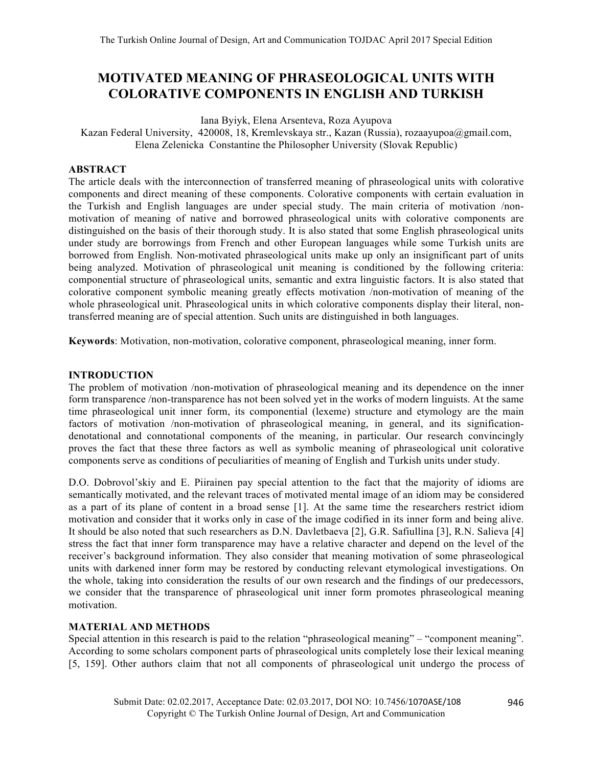# MOTIVATED MEANING OF PHRASEOLOGICAL UNITS WITH COLORATIVE COMPONENTS IN ENGLISH AND TURKISH

Iana Byiyk, Elena Arsenteva, Roza Ayupova
Kazan Federal University, 420008, 18, Kremlevskaya str., Kazan (Russia), rozaayupoa@gmail.com,
Elena Zelenicka Constantine the Philosopher University (Slovak Republic)

## ABSTRACT

The article deals with the interconnection of transferred meaning of phraseological units with colorative components and direct meaning of these components. Colorative components with certain evaluation in the Turkish and English languages are under special study. The main criteria of motivation /non-motivation of meaning of native and borrowed phraseological units with colorative components are distinguished on the basis of their thorough study. It is also stated that some English phraseological units under study are borrowings from French and other European languages while some Turkish units are borrowed from English. Non-motivated phraseological units make up only an insignificant part of units being analyzed. Motivation of phraseological unit meaning is conditioned by the following criteria: componential structure of phraseological units, semantic and extra linguistic factors. It is also stated that colorative component symbolic meaning greatly effects motivation /non-motivation of meaning of the whole phraseological unit. Phraseological units in which colorative components display their literal, non-transferred meaning are of special attention. Such units are distinguished in both languages.

**Keywords**: Motivation, non-motivation, colorative component, phraseological meaning, inner form.

## INTRODUCTION

The problem of motivation /non-motivation of phraseological meaning and its dependence on the inner form transparence /non-transparence has not been solved yet in the works of modern linguists. At the same time phraseological unit inner form, its componential (lexeme) structure and etymology are the main factors of motivation /non-motivation of phraseological meaning, in general, and its signification-denotational and connotational components of the meaning, in particular. Our research convincingly proves the fact that these three factors as well as symbolic meaning of phraseological unit colorative components serve as conditions of peculiarities of meaning of English and Turkish units under study.

D.O. Dobrovol'skiy and E. Piirainen pay special attention to the fact that the majority of idioms are semantically motivated, and the relevant traces of motivated mental image of an idiom may be considered as a part of its plane of content in a broad sense [1]. At the same time the researchers restrict idiom motivation and consider that it works only in case of the image codified in its inner form and being alive. It should be also noted that such researchers as D.N. Davletbaeva [2], G.R. Safiullina [3], R.N. Salieva [4] stress the fact that inner form transparence may have a relative character and depend on the level of the receiver's background information. They also consider that meaning motivation of some phraseological units with darkened inner form may be restored by conducting relevant etymological investigations. On the whole, taking into consideration the results of our own research and the findings of our predecessors, we consider that the transparence of phraseological unit inner form promotes phraseological meaning motivation.

## MATERIAL AND METHODS

Special attention in this research is paid to the relation "phraseological meaning" – "component meaning". According to some scholars component parts of phraseological units completely lose their lexical meaning [5, 159]. Other authors claim that not all components of phraseological unit undergo the process of

Submit Date: 02.02.2017, Acceptance Date: 02.03.2017, DOI NO: 10.7456/1070ASE/108
Copyright © The Turkish Online Journal of Design, Art and Communication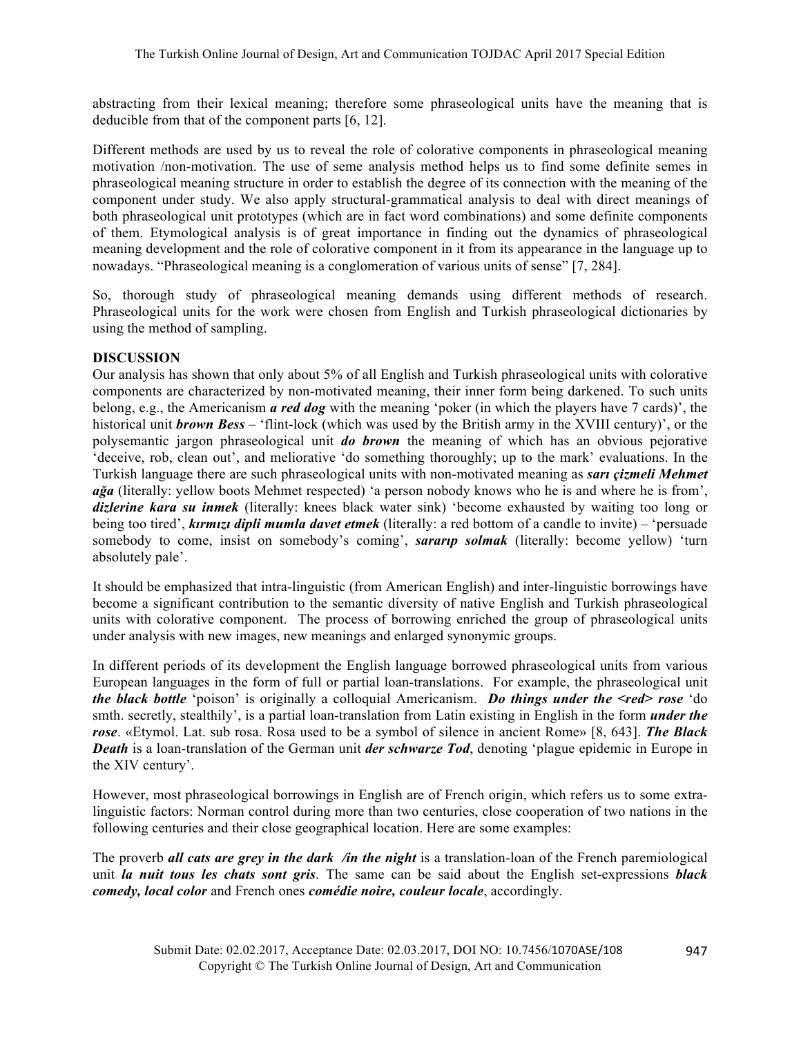abstracting from their lexical meaning; therefore some phraseological units have the meaning that is deducible from that of the component parts [6, 12].

Different methods are used by us to reveal the role of colorative components in phraseological meaning motivation /non-motivation. The use of seme analysis method helps us to find some definite semes in phraseological meaning structure in order to establish the degree of its connection with the meaning of the component under study. We also apply structural-grammatical analysis to deal with direct meanings of both phraseological unit prototypes (which are in fact word combinations) and some definite components of them. Etymological analysis is of great importance in finding out the dynamics of phraseological meaning development and the role of colorative component in it from its appearance in the language up to nowadays. "Phraseological meaning is a conglomeration of various units of sense" [7, 284].

So, thorough study of phraseological meaning demands using different methods of research. Phraseological units for the work were chosen from English and Turkish phraseological dictionaries by using the method of sampling.

**DISCUSSION**

Our analysis has shown that only about 5% of all English and Turkish phraseological units with colorative components are characterized by non-motivated meaning, their inner form being darkened. To such units belong, e.g., the Americanism ***a red dog*** with the meaning 'poker (in which the players have 7 cards)', the historical unit ***brown Bess*** – 'flint-lock (which was used by the British army in the XVIII century)', or the polysemantic jargon phraseological unit ***do brown*** the meaning of which has an obvious pejorative 'deceive, rob, clean out', and meliorative 'do something thoroughly; up to the mark' evaluations. In the Turkish language there are such phraseological units with non-motivated meaning as ***sarı çizmeli Mehmet ağa*** (literally: yellow boots Mehmet respected) 'a person nobody knows who he is and where he is from', ***dizlerine kara su inmek*** (literally: knees black water sink) 'become exhausted by waiting too long or being too tired', ***kırmızı dipli mumla davet etmek*** (literally: a red bottom of a candle to invite) – 'persuade somebody to come, insist on somebody's coming', ***sararıp solmak*** (literally: become yellow) 'turn absolutely pale'.

It should be emphasized that intra-linguistic (from American English) and inter-linguistic borrowings have become a significant contribution to the semantic diversity of native English and Turkish phraseological units with colorative component. The process of borrowing enriched the group of phraseological units under analysis with new images, new meanings and enlarged synonymic groups.

In different periods of its development the English language borrowed phraseological units from various European languages in the form of full or partial loan-translations. For example, the phraseological unit ***the black bottle*** 'poison' is originally a colloquial Americanism. ***Do things under the <red> rose*** 'do smth. secretly, stealthily', is a partial loan-translation from Latin existing in English in the form ***under the rose***. «Etymol. Lat. sub rosa. Rosa used to be a symbol of silence in ancient Rome» [8, 643]. ***The Black Death*** is a loan-translation of the German unit ***der schwarze Tod***, denoting 'plague epidemic in Europe in the XIV century'.

However, most phraseological borrowings in English are of French origin, which refers us to some extra-linguistic factors: Norman control during more than two centuries, close cooperation of two nations in the following centuries and their close geographical location. Here are some examples:

The proverb ***all cats are grey in the dark /in the night*** is a translation-loan of the French paremiological unit ***la nuit tous les chats sont gris***. The same can be said about the English set-expressions ***black comedy, local color*** and French ones ***comédie noire, couleur locale***, accordingly.

Submit Date: 02.02.2017, Acceptance Date: 02.03.2017, DOI NO: 10.7456/1070ASE/108
Copyright © The Turkish Online Journal of Design, Art and Communication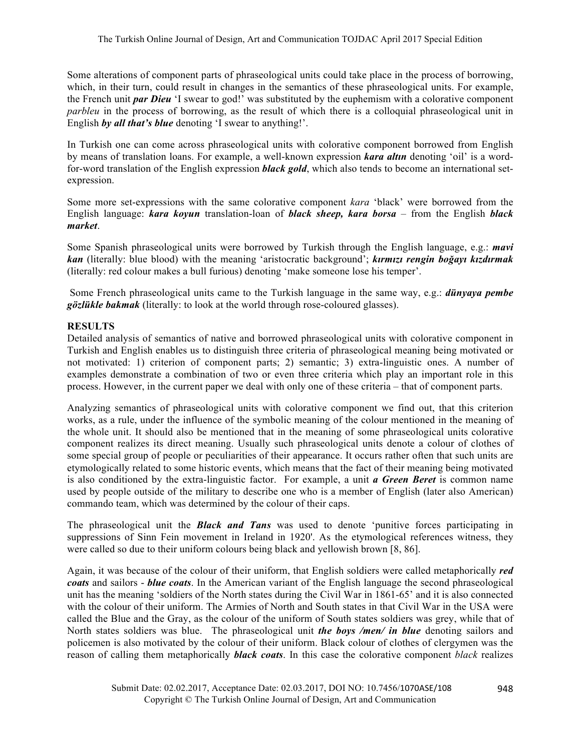Some alterations of component parts of phraseological units could take place in the process of borrowing, which, in their turn, could result in changes in the semantics of these phraseological units. For example, the French unit ***par Dieu*** 'I swear to god!' was substituted by the euphemism with a colorative component *parbleu* in the process of borrowing, as the result of which there is a colloquial phraseological unit in English ***by all that's blue*** denoting 'I swear to anything!'.

In Turkish one can come across phraseological units with colorative component borrowed from English by means of translation loans. For example, a well-known expression ***kara altın*** denoting 'oil' is a word-for-word translation of the English expression ***black gold***, which also tends to become an international set-expression.

Some more set-expressions with the same colorative component *kara* 'black' were borrowed from the English language: ***kara koyun*** translation-loan of ***black sheep, kara borsa*** – from the English ***black market***.

Some Spanish phraseological units were borrowed by Turkish through the English language, e.g.: ***mavi kan*** (literally: blue blood) with the meaning 'aristocratic background'; ***kırmızı rengin boğayı kızdırmak*** (literally: red colour makes a bull furious) denoting 'make someone lose his temper'.

Some French phraseological units came to the Turkish language in the same way, e.g.: ***dünyaya pembe gözlükle bakmak*** (literally: to look at the world through rose-coloured glasses).

**RESULTS**

Detailed analysis of semantics of native and borrowed phraseological units with colorative component in Turkish and English enables us to distinguish three criteria of phraseological meaning being motivated or not motivated: 1) criterion of component parts; 2) semantic; 3) extra-linguistic ones. A number of examples demonstrate a combination of two or even three criteria which play an important role in this process. However, in the current paper we deal with only one of these criteria – that of component parts.

Analyzing semantics of phraseological units with colorative component we find out, that this criterion works, as a rule, under the influence of the symbolic meaning of the colour mentioned in the meaning of the whole unit. It should also be mentioned that in the meaning of some phraseological units colorative component realizes its direct meaning. Usually such phraseological units denote a colour of clothes of some special group of people or peculiarities of their appearance. It occurs rather often that such units are etymologically related to some historic events, which means that the fact of their meaning being motivated is also conditioned by the extra-linguistic factor. For example, a unit ***a Green Beret*** is common name used by people outside of the military to describe one who is a member of English (later also American) commando team, which was determined by the colour of their caps.

The phraseological unit the ***Black and Tans*** was used to denote 'punitive forces participating in suppressions of Sinn Fein movement in Ireland in 1920'. As the etymological references witness, they were called so due to their uniform colours being black and yellowish brown [8, 86].

Again, it was because of the colour of their uniform, that English soldiers were called metaphorically ***red coats*** and sailors - ***blue coats***. In the American variant of the English language the second phraseological unit has the meaning 'soldiers of the North states during the Civil War in 1861-65' and it is also connected with the colour of their uniform. The Armies of North and South states in that Civil War in the USA were called the Blue and the Gray, as the colour of the uniform of South states soldiers was grey, while that of North states soldiers was blue. The phraseological unit ***the boys /men/ in blue*** denoting sailors and policemen is also motivated by the colour of their uniform. Black colour of clothes of clergymen was the reason of calling them metaphorically ***black coats***. In this case the colorative component *black* realizes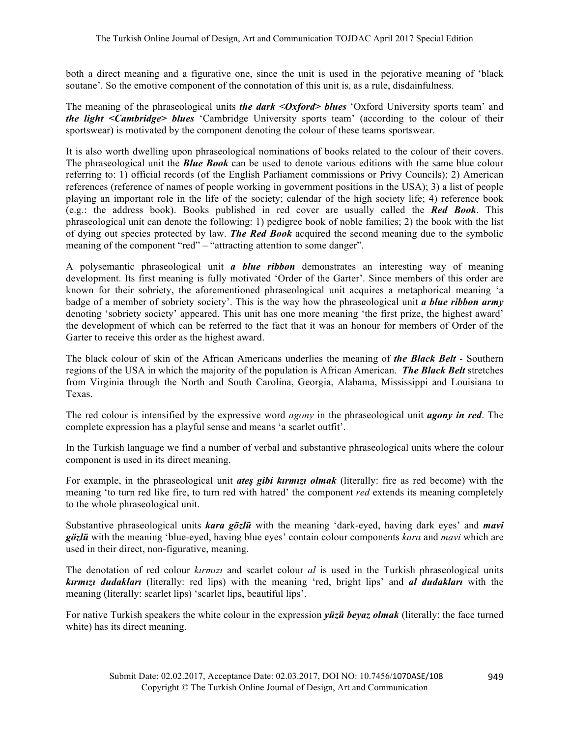both a direct meaning and a figurative one, since the unit is used in the pejorative meaning of 'black soutane'. So the emotive component of the connotation of this unit is, as a rule, disdainfulness.

The meaning of the phraseological units ***the dark <Oxford> blues*** 'Oxford University sports team' and ***the light <Cambridge> blues*** 'Cambridge University sports team' (according to the colour of their sportswear) is motivated by the component denoting the colour of these teams sportswear.

It is also worth dwelling upon phraseological nominations of books related to the colour of their covers. The phraseological unit the ***Blue Book*** can be used to denote various editions with the same blue colour referring to: 1) official records (of the English Parliament commissions or Privy Councils); 2) American references (reference of names of people working in government positions in the USA); 3) a list of people playing an important role in the life of the society; calendar of the high society life; 4) reference book (e.g.: the address book). Books published in red cover are usually called the ***Red Book***. This phraseological unit can denote the following: 1) pedigree book of noble families; 2) the book with the list of dying out species protected by law. ***The Red Book*** acquired the second meaning due to the symbolic meaning of the component "red" – "attracting attention to some danger".

A polysemantic phraseological unit ***a blue ribbon*** demonstrates an interesting way of meaning development. Its first meaning is fully motivated 'Order of the Garter'. Since members of this order are known for their sobriety, the aforementioned phraseological unit acquires a metaphorical meaning 'a badge of a member of sobriety society'. This is the way how the phraseological unit ***a blue ribbon army*** denoting 'sobriety society' appeared. This unit has one more meaning 'the first prize, the highest award' the development of which can be referred to the fact that it was an honour for members of Order of the Garter to receive this order as the highest award.

The black colour of skin of the African Americans underlies the meaning of ***the Black Belt*** - Southern regions of the USA in which the majority of the population is African American. ***The Black Belt*** stretches from Virginia through the North and South Carolina, Georgia, Alabama, Mississippi and Louisiana to Texas.

The red colour is intensified by the expressive word *agony* in the phraseological unit ***agony in red***. The complete expression has a playful sense and means 'a scarlet outfit'.

In the Turkish language we find a number of verbal and substantive phraseological units where the colour component is used in its direct meaning.

For example, in the phraseological unit ***ateş gibi kırmızı olmak*** (literally: fire as red become) with the meaning 'to turn red like fire, to turn red with hatred' the component *red* extends its meaning completely to the whole phraseological unit.

Substantive phraseological units ***kara gözlü*** with the meaning 'dark-eyed, having dark eyes' and ***mavi gözlü*** with the meaning 'blue-eyed, having blue eyes' contain colour components *kara* and *mavi* which are used in their direct, non-figurative, meaning.

The denotation of red colour *kırmızı* and scarlet colour *al* is used in the Turkish phraseological units ***kırmızı dudakları*** (literally: red lips) with the meaning 'red, bright lips' and ***al dudakları*** with the meaning (literally: scarlet lips) 'scarlet lips, beautiful lips'.

For native Turkish speakers the white colour in the expression ***yüzü beyaz olmak*** (literally: the face turned white) has its direct meaning.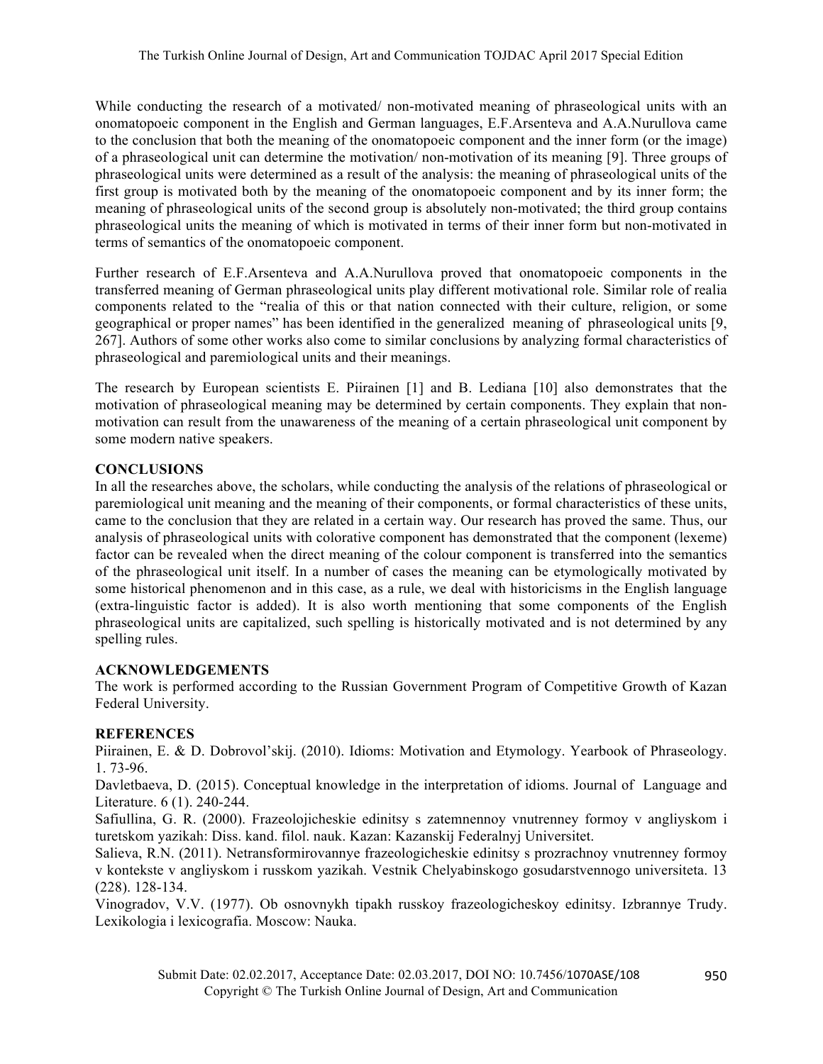While conducting the research of a motivated/ non-motivated meaning of phraseological units with an onomatopoeic component in the English and German languages, E.F.Arsenteva and A.A.Nurullova came to the conclusion that both the meaning of the onomatopoeic component and the inner form (or the image) of a phraseological unit can determine the motivation/ non-motivation of its meaning [9]. Three groups of phraseological units were determined as a result of the analysis: the meaning of phraseological units of the first group is motivated both by the meaning of the onomatopoeic component and by its inner form; the meaning of phraseological units of the second group is absolutely non-motivated; the third group contains phraseological units the meaning of which is motivated in terms of their inner form but non-motivated in terms of semantics of the onomatopoeic component.

Further research of E.F.Arsenteva and A.A.Nurullova proved that onomatopoeic components in the transferred meaning of German phraseological units play different motivational role. Similar role of realia components related to the "realia of this or that nation connected with their culture, religion, or some geographical or proper names" has been identified in the generalized meaning of phraseological units [9, 267]. Authors of some other works also come to similar conclusions by analyzing formal characteristics of phraseological and paremiological units and their meanings.

The research by European scientists E. Piirainen [1] and B. Lediana [10] also demonstrates that the motivation of phraseological meaning may be determined by certain components. They explain that non-motivation can result from the unawareness of the meaning of a certain phraseological unit component by some modern native speakers.

## CONCLUSIONS

In all the researches above, the scholars, while conducting the analysis of the relations of phraseological or paremiological unit meaning and the meaning of their components, or formal characteristics of these units, came to the conclusion that they are related in a certain way. Our research has proved the same. Thus, our analysis of phraseological units with colorative component has demonstrated that the component (lexeme) factor can be revealed when the direct meaning of the colour component is transferred into the semantics of the phraseological unit itself. In a number of cases the meaning can be etymologically motivated by some historical phenomenon and in this case, as a rule, we deal with historicisms in the English language (extra-linguistic factor is added). It is also worth mentioning that some components of the English phraseological units are capitalized, such spelling is historically motivated and is not determined by any spelling rules.

## ACKNOWLEDGEMENTS

The work is performed according to the Russian Government Program of Competitive Growth of Kazan Federal University.

## REFERENCES

Piirainen, E. & D. Dobrovol'skij. (2010). Idioms: Motivation and Etymology. Yearbook of Phraseology. 1. 73-96.

Davletbaeva, D. (2015). Conceptual knowledge in the interpretation of idioms. Journal of Language and Literature. 6 (1). 240-244.

Safiullina, G. R. (2000). Frazeolojicheskie edinitsy s zatemnennoy vnutrenney formoy v angliyskom i turetskom yazikah: Diss. kand. filol. nauk. Kazan: Kazanskij Federalnyj Universitet.

Salieva, R.N. (2011). Netransformirovannye frazeologicheskie edinitsy s prozrachnoy vnutrenney formoy v kontekste v angliyskom i russkom yazikah. Vestnik Chelyabinskogo gosudarstvennogo universiteta. 13 (228). 128-134.

Vinogradov, V.V. (1977). Ob osnovnykh tipakh russkoy frazeologicheskoy edinitsy. Izbrannye Trudy. Lexikologia i lexicografia. Moscow: Nauka.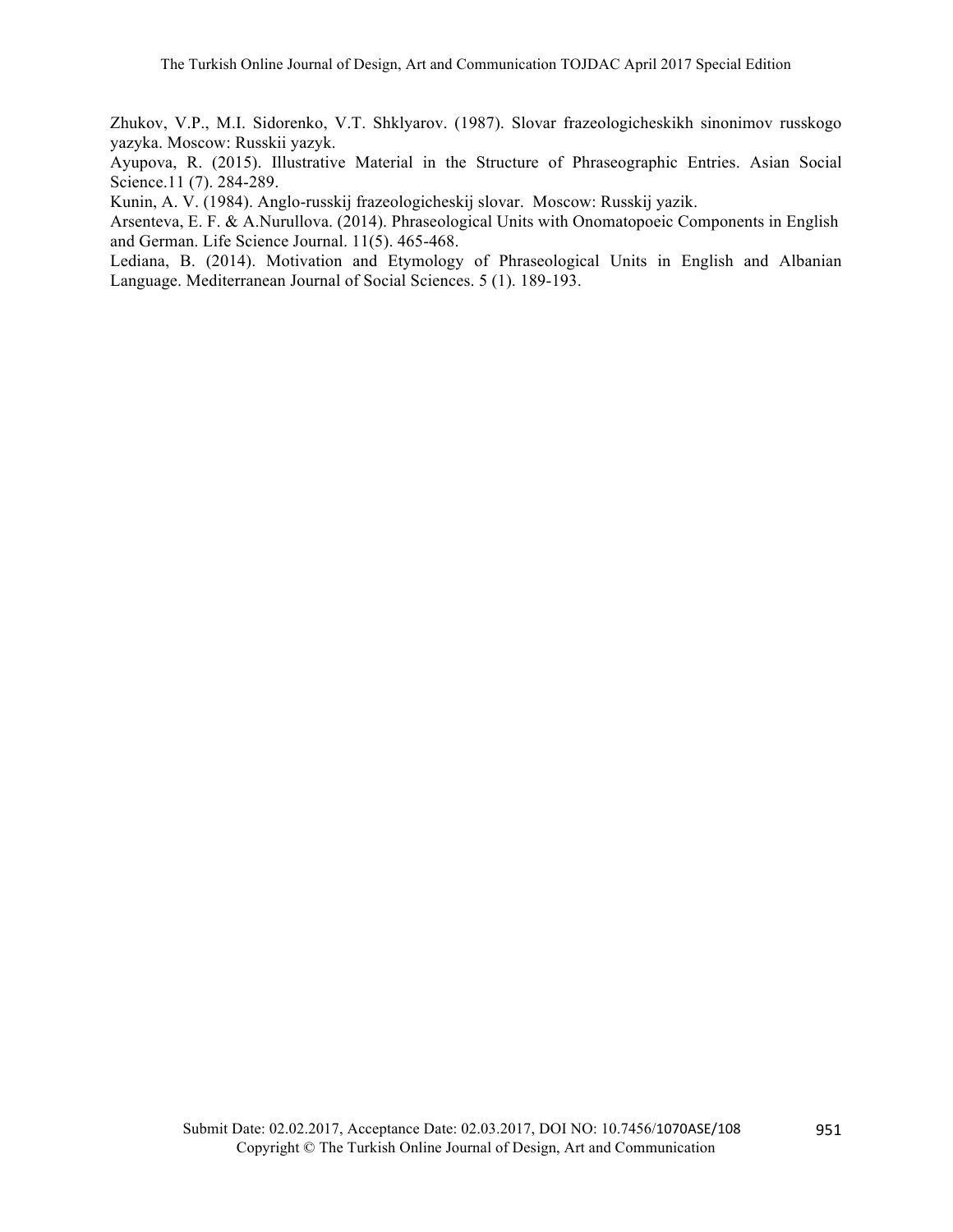Zhukov, V.P., M.I. Sidorenko, V.T. Shklyarov. (1987). Slovar frazeologicheskikh sinonimov russkogo yazyka. Moscow: Russkii yazyk.

Ayupova, R. (2015). Illustrative Material in the Structure of Phraseographic Entries. Asian Social Science.11 (7). 284-289.

Kunin, A. V. (1984). Anglo-russkij frazeologicheskij slovar. Moscow: Russkij yazik.

Arsenteva, E. F. & A.Nurullova. (2014). Phraseological Units with Onomatopoeic Components in English and German. Life Science Journal. 11(5). 465-468.

Lediana, B. (2014). Motivation and Etymology of Phraseological Units in English and Albanian Language. Mediterranean Journal of Social Sciences. 5 (1). 189-193.